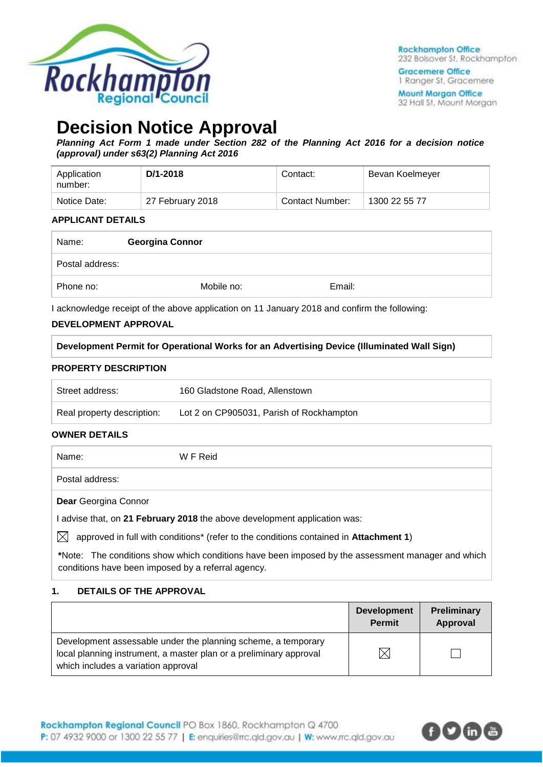# Decision Notice Approval

***Planning Act Form 1 made under Section 282 of the Planning Act 2016 for a decision notice (approval) under s63(2) Planning Act 2016***

| Application number: | **D/1-2018** | Contact: | Bevan Koelmeyer |
|---|---|---|---|
| Notice Date: | 27 February 2018 | Contact Number: | 1300 22 55 77 |

**APPLICANT DETAILS**

| Name: | **Georgina Connor** | |
|---|---|---|
| Postal address: | | |
| Phone no: | Mobile no: | Email: |

I acknowledge receipt of the above application on 11 January 2018 and confirm the following:

**DEVELOPMENT APPROVAL**

**Development Permit for Operational Works for an Advertising Device (Illuminated Wall Sign)**

**PROPERTY DESCRIPTION**

| Street address: | 160 Gladstone Road, Allenstown |
|---|---|
| Real property description: | Lot 2 on CP905031, Parish of Rockhampton |

**OWNER DETAILS**

| Name: | W F Reid |
|---|---|
| Postal address: | |

**Dear** Georgina Connor

I advise that, on **21 February 2018** the above development application was:

☒ approved in full with conditions* (refer to the conditions contained in **Attachment 1**)

***Note:** The conditions show which conditions have been imposed by the assessment manager and which conditions have been imposed by a referral agency.

## 1. DETAILS OF THE APPROVAL

| | Development Permit | Preliminary Approval |
|---|---|---|
| Development assessable under the planning scheme, a temporary local planning instrument, a master plan or a preliminary approval which includes a variation approval | ☒ | ☐ |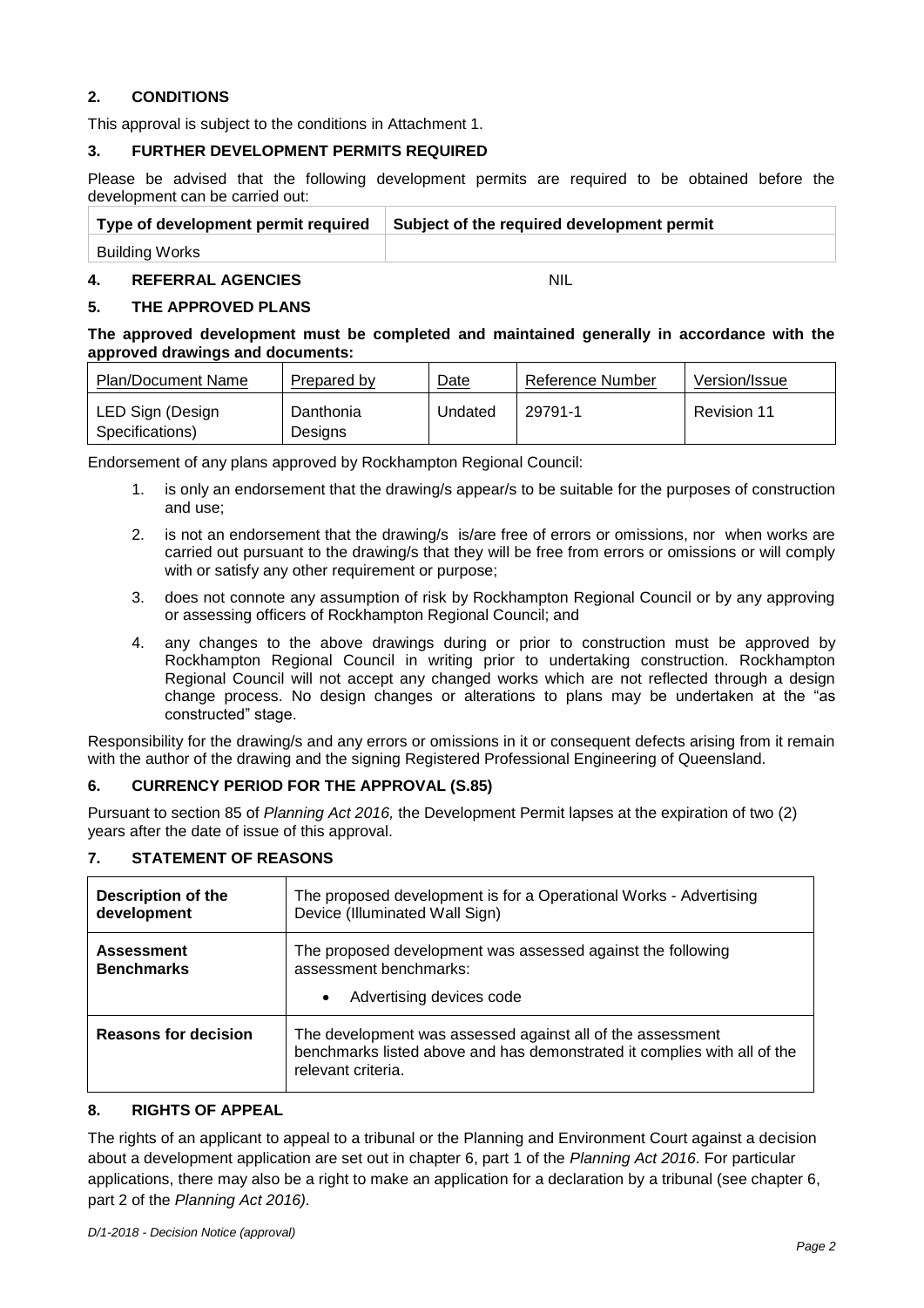## 2. CONDITIONS

This approval is subject to the conditions in Attachment 1.

## 3. FURTHER DEVELOPMENT PERMITS REQUIRED

Please be advised that the following development permits are required to be obtained before the development can be carried out:

| Type of development permit required | Subject of the required development permit |
|---|---|
| Building Works | |

## 4. REFERRAL AGENCIES NIL

## 5. THE APPROVED PLANS

**The approved development must be completed and maintained generally in accordance with the approved drawings and documents:**

| Plan/Document Name | Prepared by | Date | Reference Number | Version/Issue |
|---|---|---|---|---|
| LED Sign (Design Specifications) | Danthonia Designs | Undated | 29791-1 | Revision 11 |

Endorsement of any plans approved by Rockhampton Regional Council:

1. is only an endorsement that the drawing/s appear/s to be suitable for the purposes of construction and use;
2. is not an endorsement that the drawing/s is/are free of errors or omissions, nor when works are carried out pursuant to the drawing/s that they will be free from errors or omissions or will comply with or satisfy any other requirement or purpose;
3. does not connote any assumption of risk by Rockhampton Regional Council or by any approving or assessing officers of Rockhampton Regional Council; and
4. any changes to the above drawings during or prior to construction must be approved by Rockhampton Regional Council in writing prior to undertaking construction. Rockhampton Regional Council will not accept any changed works which are not reflected through a design change process. No design changes or alterations to plans may be undertaken at the "as constructed" stage.

Responsibility for the drawing/s and any errors or omissions in it or consequent defects arising from it remain with the author of the drawing and the signing Registered Professional Engineering of Queensland.

## 6. CURRENCY PERIOD FOR THE APPROVAL (S.85)

Pursuant to section 85 of *Planning Act 2016,* the Development Permit lapses at the expiration of two (2) years after the date of issue of this approval.

## 7. STATEMENT OF REASONS

| **Description of the development** | The proposed development is for a Operational Works - Advertising Device (Illuminated Wall Sign) |
|---|---|
| **Assessment Benchmarks** | The proposed development was assessed against the following assessment benchmarks:<br>• Advertising devices code |
| **Reasons for decision** | The development was assessed against all of the assessment benchmarks listed above and has demonstrated it complies with all of the relevant criteria. |

## 8. RIGHTS OF APPEAL

The rights of an applicant to appeal to a tribunal or the Planning and Environment Court against a decision about a development application are set out in chapter 6, part 1 of the *Planning Act 2016*. For particular applications, there may also be a right to make an application for a declaration by a tribunal (see chapter 6, part 2 of the *Planning Act 2016).*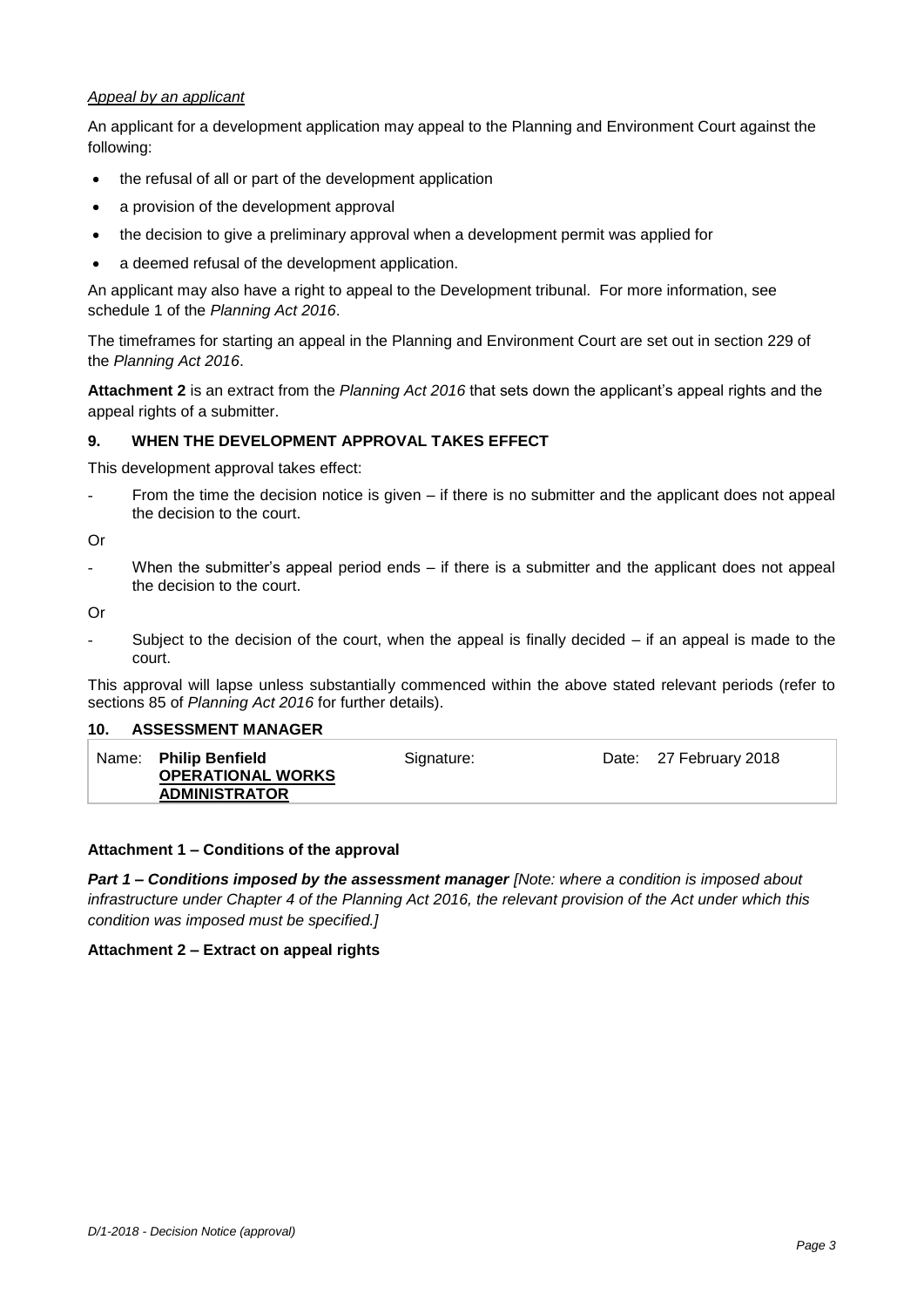*Appeal by an applicant*

An applicant for a development application may appeal to the Planning and Environment Court against the following:

- the refusal of all or part of the development application
- a provision of the development approval
- the decision to give a preliminary approval when a development permit was applied for
- a deemed refusal of the development application.

An applicant may also have a right to appeal to the Development tribunal. For more information, see schedule 1 of the *Planning Act 2016*.

The timeframes for starting an appeal in the Planning and Environment Court are set out in section 229 of the *Planning Act 2016*.

**Attachment 2** is an extract from the *Planning Act 2016* that sets down the applicant's appeal rights and the appeal rights of a submitter.

### 9. WHEN THE DEVELOPMENT APPROVAL TAKES EFFECT

This development approval takes effect:

- From the time the decision notice is given – if there is no submitter and the applicant does not appeal the decision to the court.

Or

- When the submitter's appeal period ends – if there is a submitter and the applicant does not appeal the decision to the court.

Or

- Subject to the decision of the court, when the appeal is finally decided – if an appeal is made to the court.

This approval will lapse unless substantially commenced within the above stated relevant periods (refer to sections 85 of *Planning Act 2016* for further details).

### 10. ASSESSMENT MANAGER

| Name: **Philip Benfield** **OPERATIONAL WORKS ADMINISTRATOR** | Signature: | Date: 27 February 2018 |
|---|---|---|

**Attachment 1 – Conditions of the approval**

***Part 1 – Conditions imposed by the assessment manager*** *[Note: where a condition is imposed about infrastructure under Chapter 4 of the Planning Act 2016, the relevant provision of the Act under which this condition was imposed must be specified.]*

**Attachment 2 – Extract on appeal rights**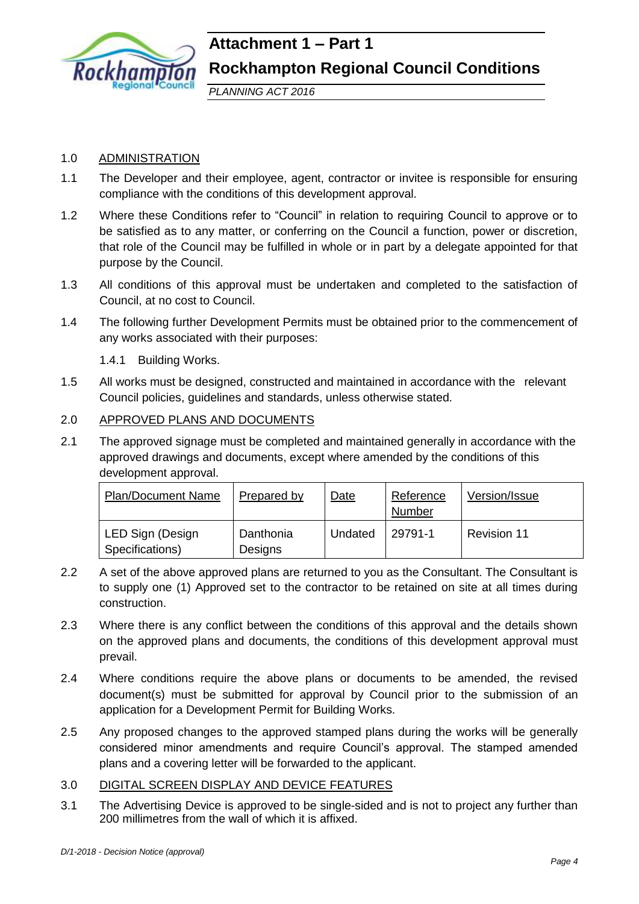# Attachment 1 – Part 1

## Rockhampton Regional Council Conditions

*PLANNING ACT 2016*

1.0 ADMINISTRATION

1.1 The Developer and their employee, agent, contractor or invitee is responsible for ensuring compliance with the conditions of this development approval.

1.2 Where these Conditions refer to "Council" in relation to requiring Council to approve or to be satisfied as to any matter, or conferring on the Council a function, power or discretion, that role of the Council may be fulfilled in whole or in part by a delegate appointed for that purpose by the Council.

1.3 All conditions of this approval must be undertaken and completed to the satisfaction of Council, at no cost to Council.

1.4 The following further Development Permits must be obtained prior to the commencement of any works associated with their purposes:

1.4.1 Building Works.

1.5 All works must be designed, constructed and maintained in accordance with the relevant Council policies, guidelines and standards, unless otherwise stated.

2.0 APPROVED PLANS AND DOCUMENTS

2.1 The approved signage must be completed and maintained generally in accordance with the approved drawings and documents, except where amended by the conditions of this development approval.

| Plan/Document Name | Prepared by | Date | Reference Number | Version/Issue |
|---|---|---|---|---|
| LED Sign (Design Specifications) | Danthonia Designs | Undated | 29791-1 | Revision 11 |

2.2 A set of the above approved plans are returned to you as the Consultant. The Consultant is to supply one (1) Approved set to the contractor to be retained on site at all times during construction.

2.3 Where there is any conflict between the conditions of this approval and the details shown on the approved plans and documents, the conditions of this development approval must prevail.

2.4 Where conditions require the above plans or documents to be amended, the revised document(s) must be submitted for approval by Council prior to the submission of an application for a Development Permit for Building Works.

2.5 Any proposed changes to the approved stamped plans during the works will be generally considered minor amendments and require Council's approval. The stamped amended plans and a covering letter will be forwarded to the applicant.

3.0 DIGITAL SCREEN DISPLAY AND DEVICE FEATURES

3.1 The Advertising Device is approved to be single-sided and is not to project any further than 200 millimetres from the wall of which it is affixed.

*D/1-2018 - Decision Notice (approval)*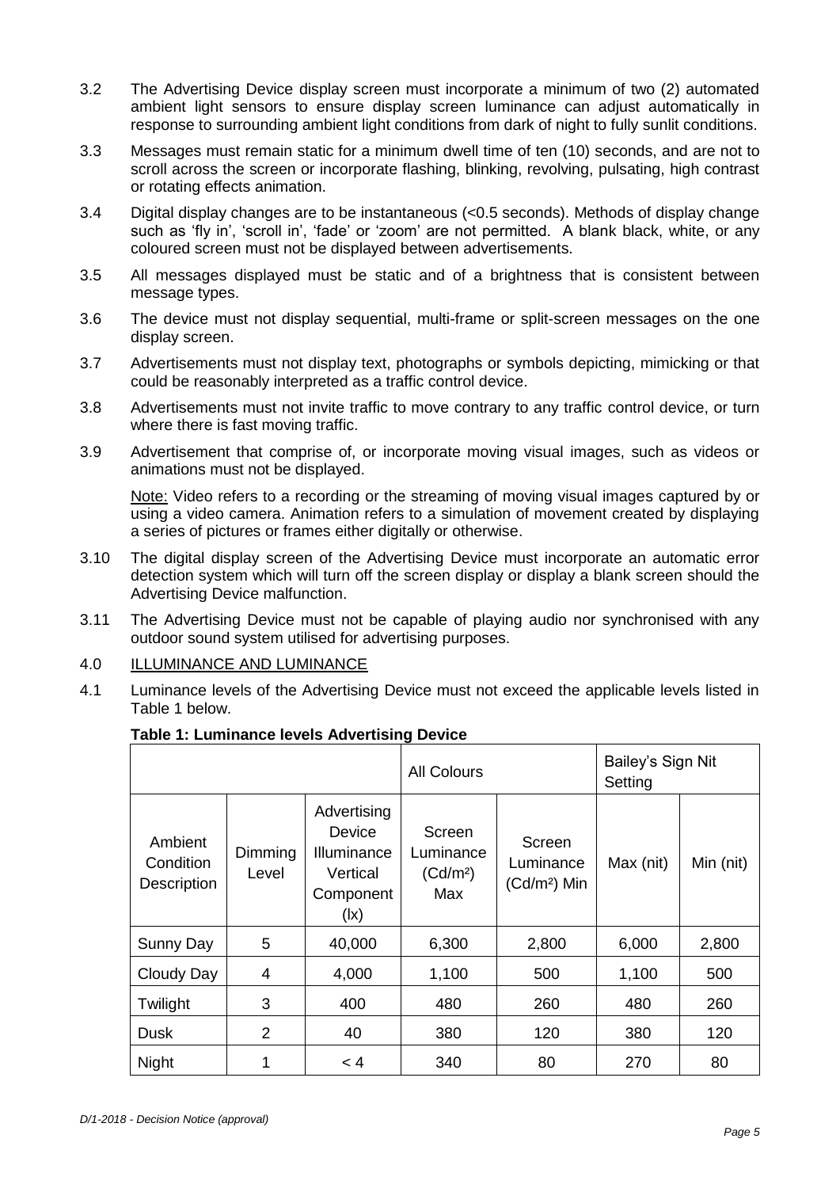3.2 The Advertising Device display screen must incorporate a minimum of two (2) automated ambient light sensors to ensure display screen luminance can adjust automatically in response to surrounding ambient light conditions from dark of night to fully sunlit conditions.

3.3 Messages must remain static for a minimum dwell time of ten (10) seconds, and are not to scroll across the screen or incorporate flashing, blinking, revolving, pulsating, high contrast or rotating effects animation.

3.4 Digital display changes are to be instantaneous (<0.5 seconds). Methods of display change such as 'fly in', 'scroll in', 'fade' or 'zoom' are not permitted. A blank black, white, or any coloured screen must not be displayed between advertisements.

3.5 All messages displayed must be static and of a brightness that is consistent between message types.

3.6 The device must not display sequential, multi-frame or split-screen messages on the one display screen.

3.7 Advertisements must not display text, photographs or symbols depicting, mimicking or that could be reasonably interpreted as a traffic control device.

3.8 Advertisements must not invite traffic to move contrary to any traffic control device, or turn where there is fast moving traffic.

3.9 Advertisement that comprise of, or incorporate moving visual images, such as videos or animations must not be displayed.

<u>Note:</u> Video refers to a recording or the streaming of moving visual images captured by or using a video camera. Animation refers to a simulation of movement created by displaying a series of pictures or frames either digitally or otherwise.

3.10 The digital display screen of the Advertising Device must incorporate an automatic error detection system which will turn off the screen display or display a blank screen should the Advertising Device malfunction.

3.11 The Advertising Device must not be capable of playing audio nor synchronised with any outdoor sound system utilised for advertising purposes.

4.0 <u>ILLUMINANCE AND LUMINANCE</u>

4.1 Luminance levels of the Advertising Device must not exceed the applicable levels listed in Table 1 below.

**Table 1: Luminance levels Advertising Device**

| | | | All Colours | | Bailey's Sign Nit Setting | |
|---|---|---|---|---|---|---|
| Ambient Condition Description | Dimming Level | Advertising Device Illuminance Vertical Component (lx) | Screen Luminance ($Cd/m^2$) Max | Screen Luminance ($Cd/m^2$) Min | Max (nit) | Min (nit) |
| Sunny Day | 5 | 40,000 | 6,300 | 2,800 | 6,000 | 2,800 |
| Cloudy Day | 4 | 4,000 | 1,100 | 500 | 1,100 | 500 |
| Twilight | 3 | 400 | 480 | 260 | 480 | 260 |
| Dusk | 2 | 40 | 380 | 120 | 380 | 120 |
| Night | 1 | < 4 | 340 | 80 | 270 | 80 |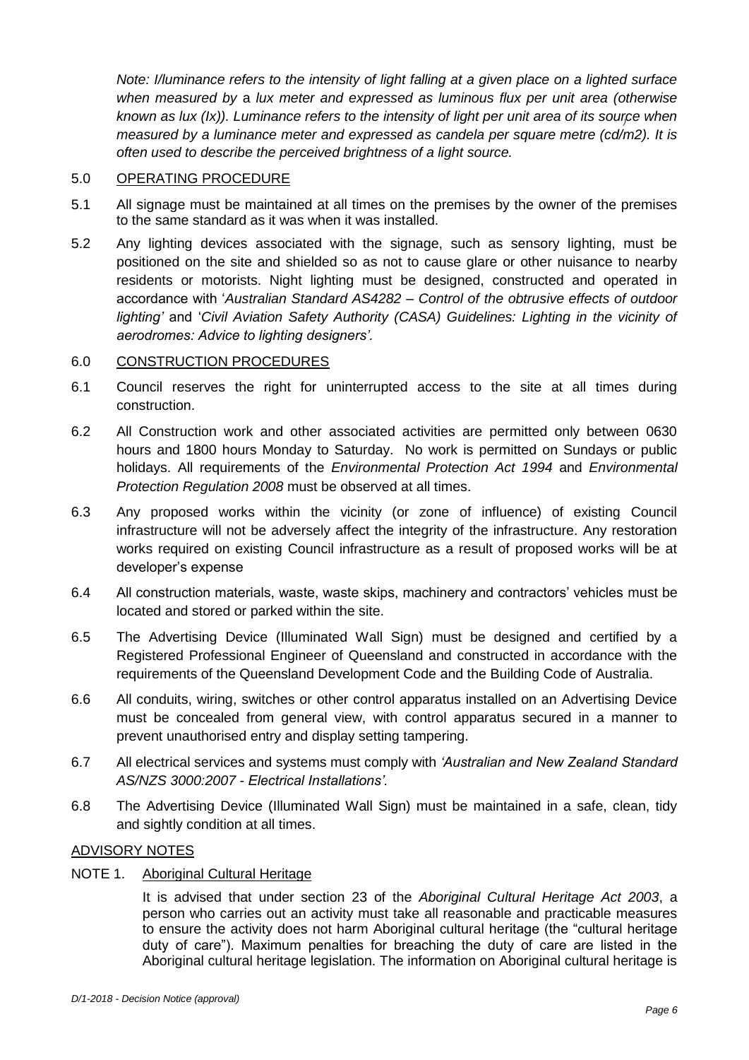*Note: I/luminance refers to the intensity of light falling at a given place on a lighted surface when measured by* a *lux meter and expressed as luminous flux per unit area (otherwise known as lux (lx)). Luminance refers to the intensity of light per unit area of its source when measured by a luminance meter and expressed as candela per square metre (cd/m2). It is often used to describe the perceived brightness of a light source.*

5.0 OPERATING PROCEDURE

5.1 All signage must be maintained at all times on the premises by the owner of the premises to the same standard as it was when it was installed.

5.2 Any lighting devices associated with the signage, such as sensory lighting, must be positioned on the site and shielded so as not to cause glare or other nuisance to nearby residents or motorists. Night lighting must be designed, constructed and operated in accordance with '*Australian Standard AS4282 – Control of the obtrusive effects of outdoor lighting'* and '*Civil Aviation Safety Authority (CASA) Guidelines: Lighting in the vicinity of aerodromes: Advice to lighting designers'.*

6.0 CONSTRUCTION PROCEDURES

6.1 Council reserves the right for uninterrupted access to the site at all times during construction.

6.2 All Construction work and other associated activities are permitted only between 0630 hours and 1800 hours Monday to Saturday. No work is permitted on Sundays or public holidays. All requirements of the *Environmental Protection Act 1994* and *Environmental Protection Regulation 2008* must be observed at all times.

6.3 Any proposed works within the vicinity (or zone of influence) of existing Council infrastructure will not be adversely affect the integrity of the infrastructure. Any restoration works required on existing Council infrastructure as a result of proposed works will be at developer's expense

6.4 All construction materials, waste, waste skips, machinery and contractors' vehicles must be located and stored or parked within the site.

6.5 The Advertising Device (Illuminated Wall Sign) must be designed and certified by a Registered Professional Engineer of Queensland and constructed in accordance with the requirements of the Queensland Development Code and the Building Code of Australia.

6.6 All conduits, wiring, switches or other control apparatus installed on an Advertising Device must be concealed from general view, with control apparatus secured in a manner to prevent unauthorised entry and display setting tampering.

6.7 All electrical services and systems must comply with *'Australian and New Zealand Standard AS/NZS 3000:2007 - Electrical Installations'.*

6.8 The Advertising Device (Illuminated Wall Sign) must be maintained in a safe, clean, tidy and sightly condition at all times.

ADVISORY NOTES

NOTE 1. Aboriginal Cultural Heritage

It is advised that under section 23 of the *Aboriginal Cultural Heritage Act 2003*, a person who carries out an activity must take all reasonable and practicable measures to ensure the activity does not harm Aboriginal cultural heritage (the "cultural heritage duty of care"). Maximum penalties for breaching the duty of care are listed in the Aboriginal cultural heritage legislation. The information on Aboriginal cultural heritage is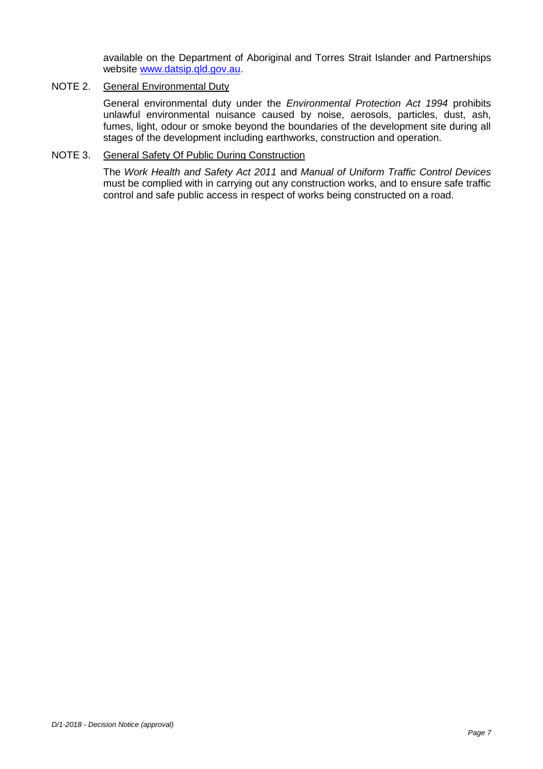available on the Department of Aboriginal and Torres Strait Islander and Partnerships website www.datsip.qld.gov.au.

NOTE 2. General Environmental Duty

General environmental duty under the *Environmental Protection Act 1994* prohibits unlawful environmental nuisance caused by noise, aerosols, particles, dust, ash, fumes, light, odour or smoke beyond the boundaries of the development site during all stages of the development including earthworks, construction and operation.

NOTE 3. General Safety Of Public During Construction

The *Work Health and Safety Act 2011* and *Manual of Uniform Traffic Control Devices* must be complied with in carrying out any construction works, and to ensure safe traffic control and safe public access in respect of works being constructed on a road.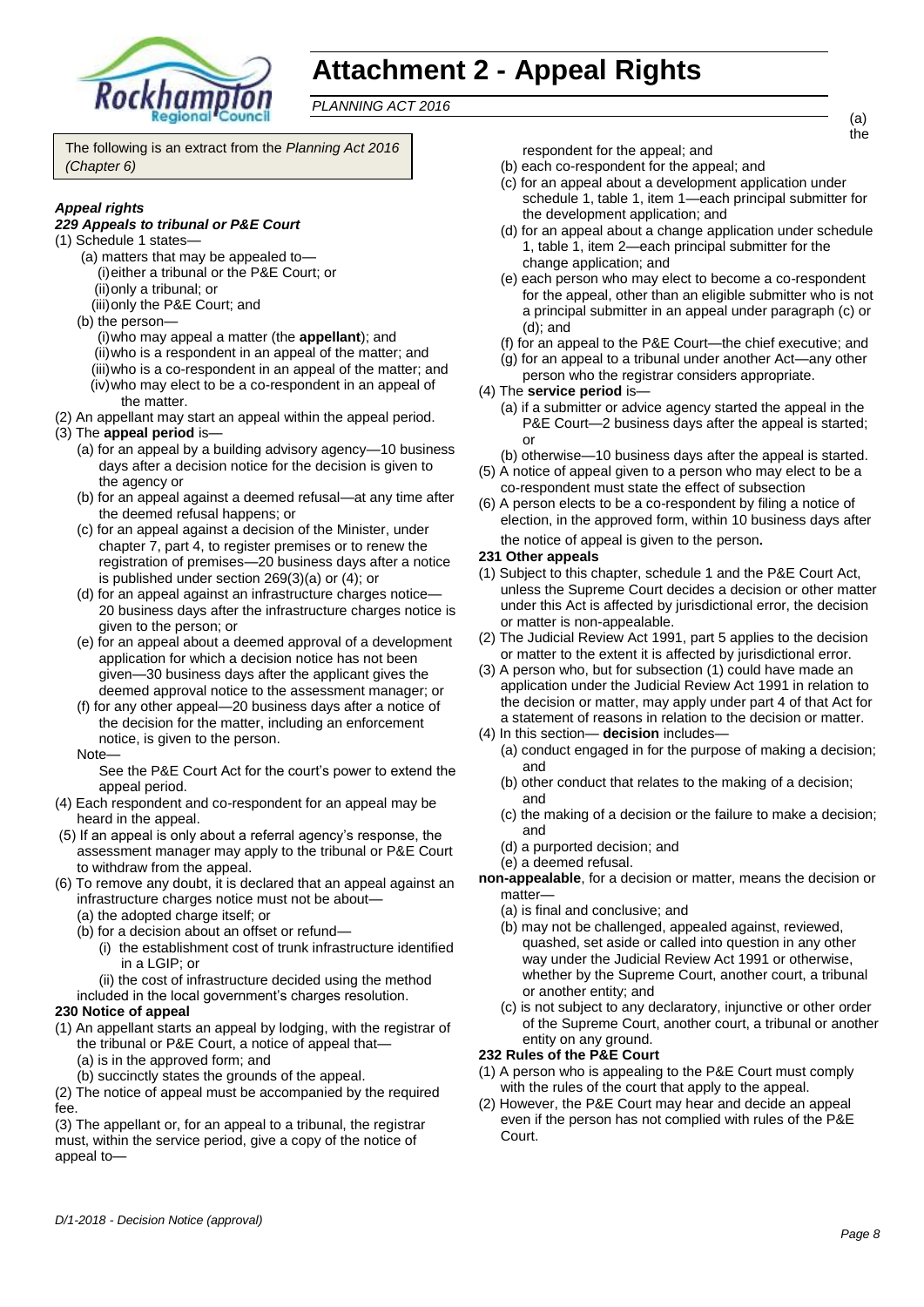# Attachment 2 - Appeal Rights

*PLANNING ACT 2016*

The following is an extract from the *Planning Act 2016 (Chapter 6)*

***Appeal rights***

***229 Appeals to tribunal or P&E Court***

(1) Schedule 1 states—

(a) matters that may be appealed to—

(i) either a tribunal or the P&E Court; or

(ii) only a tribunal; or

(iii) only the P&E Court; and

(b) the person—

(i) who may appeal a matter (the **appellant**); and

(ii) who is a respondent in an appeal of the matter; and

(iii) who is a co-respondent in an appeal of the matter; and

(iv) who may elect to be a co-respondent in an appeal of the matter.

(2) An appellant may start an appeal within the appeal period.

(3) The **appeal period** is—

(a) for an appeal by a building advisory agency—10 business days after a decision notice for the decision is given to the agency or

(b) for an appeal against a deemed refusal—at any time after the deemed refusal happens; or

(c) for an appeal against a decision of the Minister, under chapter 7, part 4, to register premises or to renew the registration of premises—20 business days after a notice is published under section 269(3)(a) or (4); or

(d) for an appeal against an infrastructure charges notice—20 business days after the infrastructure charges notice is given to the person; or

(e) for an appeal about a deemed approval of a development application for which a decision notice has not been given—30 business days after the applicant gives the deemed approval notice to the assessment manager; or

(f) for any other appeal—20 business days after a notice of the decision for the matter, including an enforcement notice, is given to the person.

Note—

See the P&E Court Act for the court's power to extend the appeal period.

(4) Each respondent and co-respondent for an appeal may be heard in the appeal.

(5) If an appeal is only about a referral agency's response, the assessment manager may apply to the tribunal or P&E Court to withdraw from the appeal.

(6) To remove any doubt, it is declared that an appeal against an infrastructure charges notice must not be about—

(a) the adopted charge itself; or

(b) for a decision about an offset or refund—

(i) the establishment cost of trunk infrastructure identified in a LGIP; or

(ii) the cost of infrastructure decided using the method included in the local government's charges resolution.

**230 Notice of appeal**

(1) An appellant starts an appeal by lodging, with the registrar of the tribunal or P&E Court, a notice of appeal that—

(a) is in the approved form; and

(b) succinctly states the grounds of the appeal.

(2) The notice of appeal must be accompanied by the required fee.

(3) The appellant or, for an appeal to a tribunal, the registrar must, within the service period, give a copy of the notice of appeal to—

(a) the respondent for the appeal; and

(b) each co-respondent for the appeal; and

(c) for an appeal about a development application under schedule 1, table 1, item 1—each principal submitter for the development application; and

(d) for an appeal about a change application under schedule 1, table 1, item 2—each principal submitter for the change application; and

(e) each person who may elect to become a co-respondent for the appeal, other than an eligible submitter who is not a principal submitter in an appeal under paragraph (c) or (d); and

(f) for an appeal to the P&E Court—the chief executive; and

(g) for an appeal to a tribunal under another Act—any other person who the registrar considers appropriate.

(4) The **service period** is—

(a) if a submitter or advice agency started the appeal in the P&E Court—2 business days after the appeal is started; or

(b) otherwise—10 business days after the appeal is started.

(5) A notice of appeal given to a person who may elect to be a co-respondent must state the effect of subsection

(6) A person elects to be a co-respondent by filing a notice of election, in the approved form, within 10 business days after the notice of appeal is given to the person**.**

**231 Other appeals**

(1) Subject to this chapter, schedule 1 and the P&E Court Act, unless the Supreme Court decides a decision or other matter under this Act is affected by jurisdictional error, the decision or matter is non-appealable.

(2) The Judicial Review Act 1991, part 5 applies to the decision or matter to the extent it is affected by jurisdictional error.

(3) A person who, but for subsection (1) could have made an application under the Judicial Review Act 1991 in relation to the decision or matter, may apply under part 4 of that Act for a statement of reasons in relation to the decision or matter.

(4) In this section— **decision** includes—

(a) conduct engaged in for the purpose of making a decision; and

(b) other conduct that relates to the making of a decision; and

(c) the making of a decision or the failure to make a decision; and

(d) a purported decision; and

(e) a deemed refusal.

**non-appealable**, for a decision or matter, means the decision or matter—

(a) is final and conclusive; and

(b) may not be challenged, appealed against, reviewed, quashed, set aside or called into question in any other way under the Judicial Review Act 1991 or otherwise, whether by the Supreme Court, another court, a tribunal or another entity; and

(c) is not subject to any declaratory, injunctive or other order of the Supreme Court, another court, a tribunal or another entity on any ground.

**232 Rules of the P&E Court**

(1) A person who is appealing to the P&E Court must comply with the rules of the court that apply to the appeal.

(2) However, the P&E Court may hear and decide an appeal even if the person has not complied with rules of the P&E Court.

*D/1-2018 - Decision Notice (approval)*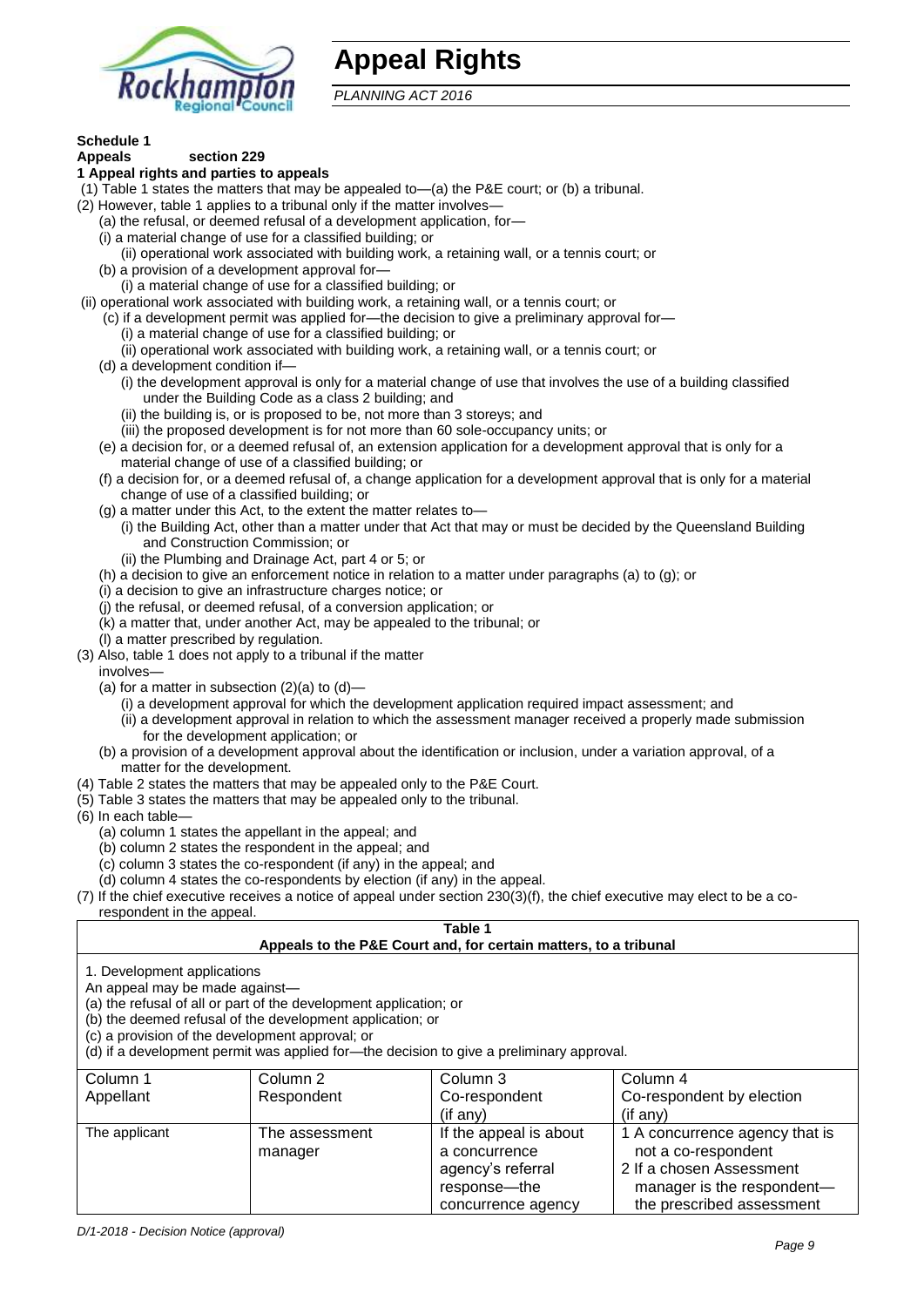# Appeal Rights

*PLANNING ACT 2016*

**Schedule 1**
**Appeals section 229**

**1 Appeal rights and parties to appeals**

(1) Table 1 states the matters that may be appealed to—(a) the P&E court; or (b) a tribunal.

(2) However, table 1 applies to a tribunal only if the matter involves—

(a) the refusal, or deemed refusal of a development application, for—

(i) a material change of use for a classified building; or

(ii) operational work associated with building work, a retaining wall, or a tennis court; or

(b) a provision of a development approval for—

(i) a material change of use for a classified building; or

(ii) operational work associated with building work, a retaining wall, or a tennis court; or

(c) if a development permit was applied for—the decision to give a preliminary approval for—

(i) a material change of use for a classified building; or

(ii) operational work associated with building work, a retaining wall, or a tennis court; or

(d) a development condition if—

(i) the development approval is only for a material change of use that involves the use of a building classified under the Building Code as a class 2 building; and

(ii) the building is, or is proposed to be, not more than 3 storeys; and

(iii) the proposed development is for not more than 60 sole-occupancy units; or

(e) a decision for, or a deemed refusal of, an extension application for a development approval that is only for a material change of use of a classified building; or

(f) a decision for, or a deemed refusal of, a change application for a development approval that is only for a material change of use of a classified building; or

(g) a matter under this Act, to the extent the matter relates to—

(i) the Building Act, other than a matter under that Act that may or must be decided by the Queensland Building and Construction Commission; or

(ii) the Plumbing and Drainage Act, part 4 or 5; or

(h) a decision to give an enforcement notice in relation to a matter under paragraphs (a) to (g); or

(i) a decision to give an infrastructure charges notice; or

(j) the refusal, or deemed refusal, of a conversion application; or

(k) a matter that, under another Act, may be appealed to the tribunal; or

(l) a matter prescribed by regulation.

(3) Also, table 1 does not apply to a tribunal if the matter involves—

(a) for a matter in subsection (2)(a) to (d)—

(i) a development approval for which the development application required impact assessment; and

(ii) a development approval in relation to which the assessment manager received a properly made submission for the development application; or

(b) a provision of a development approval about the identification or inclusion, under a variation approval, of a matter for the development.

(4) Table 2 states the matters that may be appealed only to the P&E Court.

(5) Table 3 states the matters that may be appealed only to the tribunal.

(6) In each table—

(a) column 1 states the appellant in the appeal; and

(b) column 2 states the respondent in the appeal; and

(c) column 3 states the co-respondent (if any) in the appeal; and

(d) column 4 states the co-respondents by election (if any) in the appeal.

(7) If the chief executive receives a notice of appeal under section 230(3)(f), the chief executive may elect to be a co-respondent in the appeal.

**Table 1**
**Appeals to the P&E Court and, for certain matters, to a tribunal**

1. Development applications

An appeal may be made against—

(a) the refusal of all or part of the development application; or

(b) the deemed refusal of the development application; or

(c) a provision of the development approval; or

(d) if a development permit was applied for—the decision to give a preliminary approval.

| Column 1<br>Appellant | Column 2<br>Respondent | Column 3<br>Co-respondent<br>(if any) | Column 4<br>Co-respondent by election<br>(if any) |
|---|---|---|---|
| The applicant | The assessment manager | If the appeal is about a concurrence agency's referral response—the concurrence agency | 1 A concurrence agency that is not a co-respondent<br>2 If a chosen Assessment manager is the respondent—the prescribed assessment |

*D/1-2018 - Decision Notice (approval)*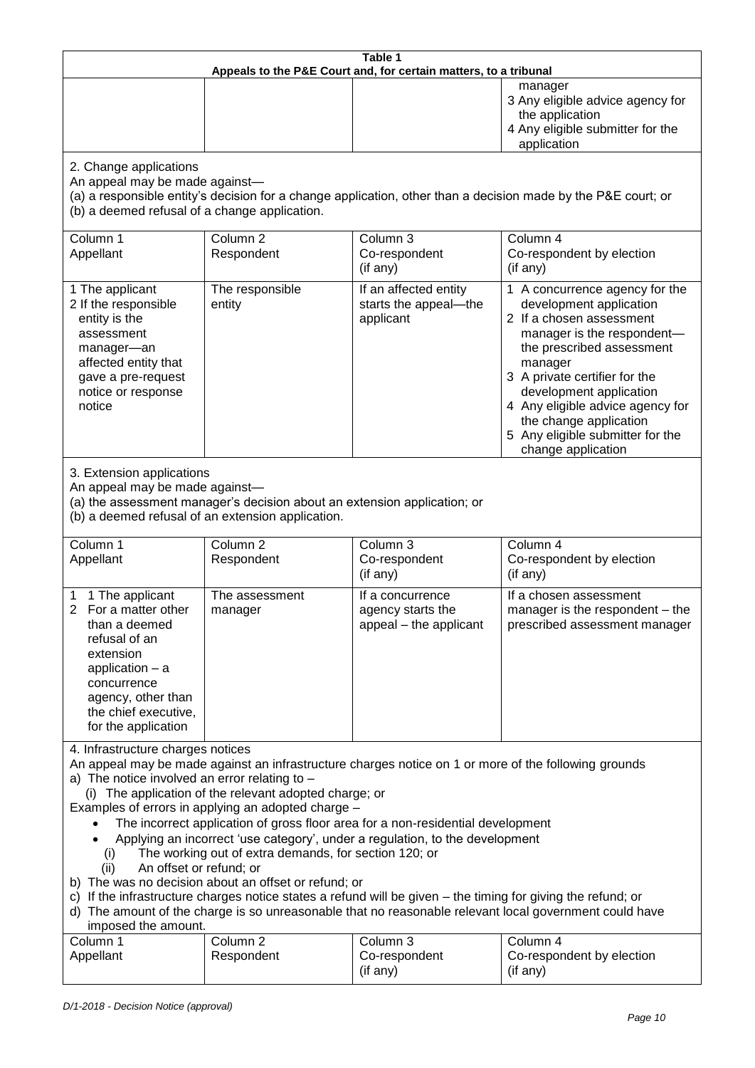**Table 1**
**Appeals to the P&E Court and, for certain matters, to a tribunal**

| | | | |
|---|---|---|---|
| | | | manager<br>3 Any eligible advice agency for the application<br>4 Any eligible submitter for the application |

2. Change applications

An appeal may be made against—

(a) a responsible entity's decision for a change application, other than a decision made by the P&E court; or

(b) a deemed refusal of a change application.

| Column 1<br>Appellant | Column 2<br>Respondent | Column 3<br>Co-respondent<br>(if any) | Column 4<br>Co-respondent by election<br>(if any) |
|---|---|---|---|
| 1 The applicant<br>2 If the responsible entity is the assessment manager—an affected entity that gave a pre-request notice or response notice | The responsible entity | If an affected entity starts the appeal—the applicant | 1 A concurrence agency for the development application<br>2 If a chosen assessment manager is the respondent—the prescribed assessment manager<br>3 A private certifier for the development application<br>4 Any eligible advice agency for the change application<br>5 Any eligible submitter for the change application |

3. Extension applications

An appeal may be made against—

(a) the assessment manager's decision about an extension application; or

(b) a deemed refusal of an extension application.

| Column 1<br>Appellant | Column 2<br>Respondent | Column 3<br>Co-respondent<br>(if any) | Column 4<br>Co-respondent by election<br>(if any) |
|---|---|---|---|
| 1 1 The applicant<br>2 For a matter other than a deemed refusal of an extension application – a concurrence agency, other than the chief executive, for the application | The assessment manager | If a concurrence agency starts the appeal – the applicant | If a chosen assessment manager is the respondent – the prescribed assessment manager |

4. Infrastructure charges notices

An appeal may be made against an infrastructure charges notice on 1 or more of the following grounds

a) The notice involved an error relating to –

(i) The application of the relevant adopted charge; or

Examples of errors in applying an adopted charge –

- The incorrect application of gross floor area for a non-residential development
- Applying an incorrect 'use category', under a regulation, to the development

(i) The working out of extra demands, for section 120; or

(ii) An offset or refund; or

b) The was no decision about an offset or refund; or

c) If the infrastructure charges notice states a refund will be given – the timing for giving the refund; or

d) The amount of the charge is so unreasonable that no reasonable relevant local government could have imposed the amount.

| Column 1<br>Appellant | Column 2<br>Respondent | Column 3<br>Co-respondent<br>(if any) | Column 4<br>Co-respondent by election<br>(if any) |
|---|---|---|---|

*D/1-2018 - Decision Notice (approval)*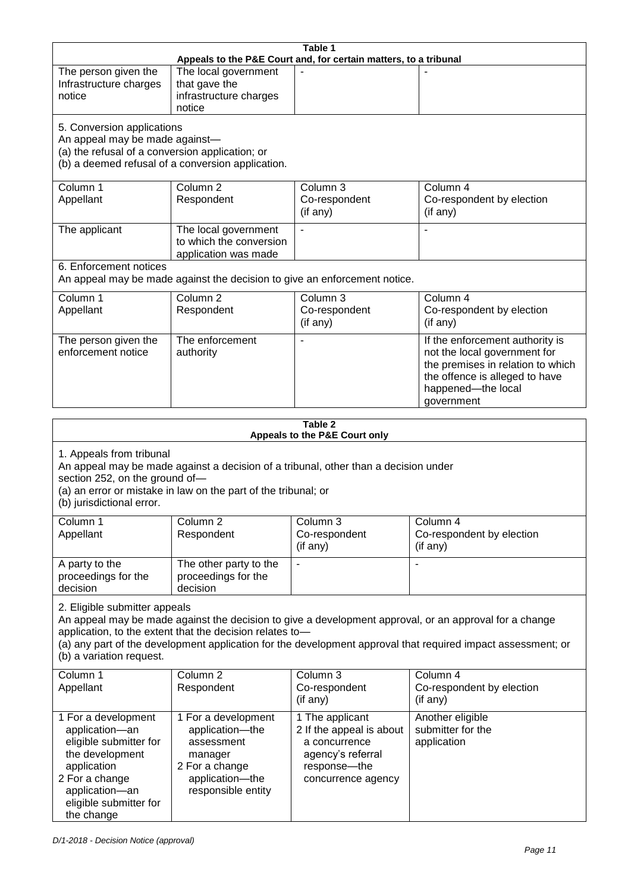**Table 1**
**Appeals to the P&E Court and, for certain matters, to a tribunal**

| | | | |
|---|---|---|---|
| The person given the Infrastructure charges notice | The local government that gave the infrastructure charges notice | - | - |

5. Conversion applications
An appeal may be made against—
(a) the refusal of a conversion application; or
(b) a deemed refusal of a conversion application.

| Column 1 Appellant | Column 2 Respondent | Column 3 Co-respondent (if any) | Column 4 Co-respondent by election (if any) |
|---|---|---|---|
| The applicant | The local government to which the conversion application was made | - | - |

6. Enforcement notices
An appeal may be made against the decision to give an enforcement notice.

| Column 1 Appellant | Column 2 Respondent | Column 3 Co-respondent (if any) | Column 4 Co-respondent by election (if any) |
|---|---|---|---|
| The person given the enforcement notice | The enforcement authority | - | If the enforcement authority is not the local government for the premises in relation to which the offence is alleged to have happened—the local government |

**Table 2**
**Appeals to the P&E Court only**

1. Appeals from tribunal
An appeal may be made against a decision of a tribunal, other than a decision under section 252, on the ground of—
(a) an error or mistake in law on the part of the tribunal; or
(b) jurisdictional error.

| Column 1 Appellant | Column 2 Respondent | Column 3 Co-respondent (if any) | Column 4 Co-respondent by election (if any) |
|---|---|---|---|
| A party to the proceedings for the decision | The other party to the proceedings for the decision | - | - |

2. Eligible submitter appeals
An appeal may be made against the decision to give a development approval, or an approval for a change application, to the extent that the decision relates to—
(a) any part of the development application for the development approval that required impact assessment; or
(b) a variation request.

| Column 1 Appellant | Column 2 Respondent | Column 3 Co-respondent (if any) | Column 4 Co-respondent by election (if any) |
|---|---|---|---|
| 1 For a development application—an eligible submitter for the development application<br>2 For a change application—an eligible submitter for the change | 1 For a development application—the assessment manager<br>2 For a change application—the responsible entity | 1 The applicant<br>2 If the appeal is about a concurrence agency's referral response—the concurrence agency | Another eligible submitter for the application |

*D/1-2018 - Decision Notice (approval)*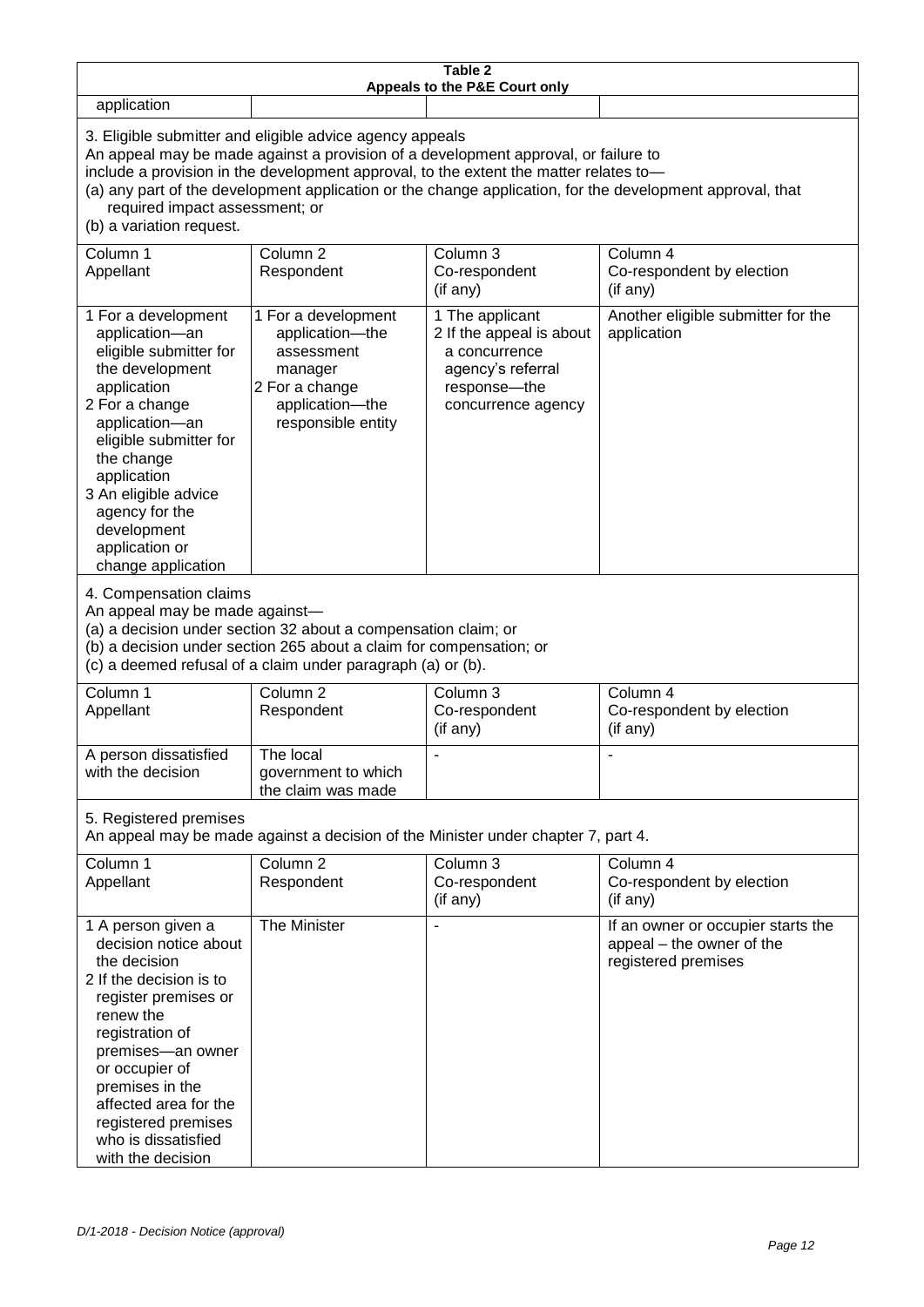| Table 2<br>Appeals to the P&E Court only | | | |
|---|---|---|---|
| application | | | |
| 3. Eligible submitter and eligible advice agency appeals<br>An appeal may be made against a provision of a development approval, or failure to include a provision in the development approval, to the extent the matter relates to—<br>(a) any part of the development application or the change application, for the development approval, that required impact assessment; or<br>(b) a variation request. | | | |
| Column 1<br>Appellant | Column 2<br>Respondent | Column 3<br>Co-respondent<br>(if any) | Column 4<br>Co-respondent by election<br>(if any) |
| 1 For a development application—an eligible submitter for the development application<br>2 For a change application—an eligible submitter for the change application<br>3 An eligible advice agency for the development application or change application | 1 For a development application—the assessment manager<br>2 For a change application—the responsible entity | 1 The applicant<br>2 If the appeal is about a concurrence agency's referral response—the concurrence agency | Another eligible submitter for the application |
| 4. Compensation claims<br>An appeal may be made against—<br>(a) a decision under section 32 about a compensation claim; or<br>(b) a decision under section 265 about a claim for compensation; or<br>(c) a deemed refusal of a claim under paragraph (a) or (b). | | | |
| Column 1<br>Appellant | Column 2<br>Respondent | Column 3<br>Co-respondent<br>(if any) | Column 4<br>Co-respondent by election<br>(if any) |
| A person dissatisfied with the decision | The local government to which the claim was made | - | - |
| 5. Registered premises<br>An appeal may be made against a decision of the Minister under chapter 7, part 4. | | | |
| Column 1<br>Appellant | Column 2<br>Respondent | Column 3<br>Co-respondent<br>(if any) | Column 4<br>Co-respondent by election<br>(if any) |
| 1 A person given a decision notice about the decision<br>2 If the decision is to register premises or renew the registration of premises—an owner or occupier of premises in the affected area for the registered premises who is dissatisfied with the decision | The Minister | - | If an owner or occupier starts the appeal – the owner of the registered premises |

*D/1-2018 - Decision Notice (approval)*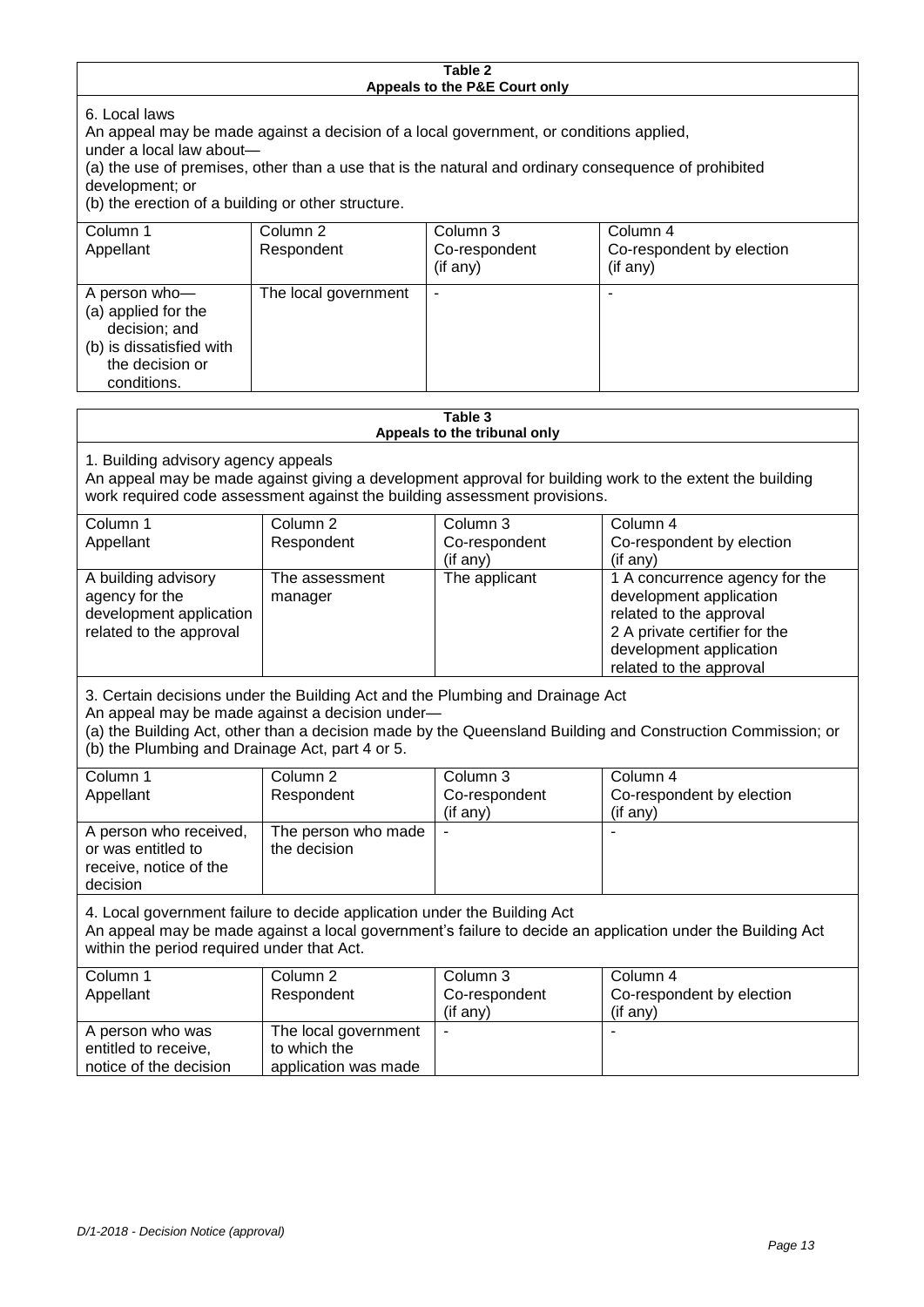**Table 2**
**Appeals to the P&E Court only**

6. Local laws
An appeal may be made against a decision of a local government, or conditions applied, under a local law about—
(a) the use of premises, other than a use that is the natural and ordinary consequence of prohibited development; or
(b) the erection of a building or other structure.

| Column 1 Appellant | Column 2 Respondent | Column 3 Co-respondent (if any) | Column 4 Co-respondent by election (if any) |
|---|---|---|---|
| A person who— (a) applied for the decision; and (b) is dissatisfied with the decision or conditions. | The local government | - | - |

**Table 3**
**Appeals to the tribunal only**

1. Building advisory agency appeals
An appeal may be made against giving a development approval for building work to the extent the building work required code assessment against the building assessment provisions.

| Column 1 Appellant | Column 2 Respondent | Column 3 Co-respondent (if any) | Column 4 Co-respondent by election (if any) |
|---|---|---|---|
| A building advisory agency for the development application related to the approval | The assessment manager | The applicant | 1 A concurrence agency for the development application related to the approval 2 A private certifier for the development application related to the approval |

3. Certain decisions under the Building Act and the Plumbing and Drainage Act
An appeal may be made against a decision under—
(a) the Building Act, other than a decision made by the Queensland Building and Construction Commission; or
(b) the Plumbing and Drainage Act, part 4 or 5.

| Column 1 Appellant | Column 2 Respondent | Column 3 Co-respondent (if any) | Column 4 Co-respondent by election (if any) |
|---|---|---|---|
| A person who received, or was entitled to receive, notice of the decision | The person who made the decision | - | - |

4. Local government failure to decide application under the Building Act
An appeal may be made against a local government's failure to decide an application under the Building Act within the period required under that Act.

| Column 1 Appellant | Column 2 Respondent | Column 3 Co-respondent (if any) | Column 4 Co-respondent by election (if any) |
|---|---|---|---|
| A person who was entitled to receive, notice of the decision | The local government to which the application was made | - | - |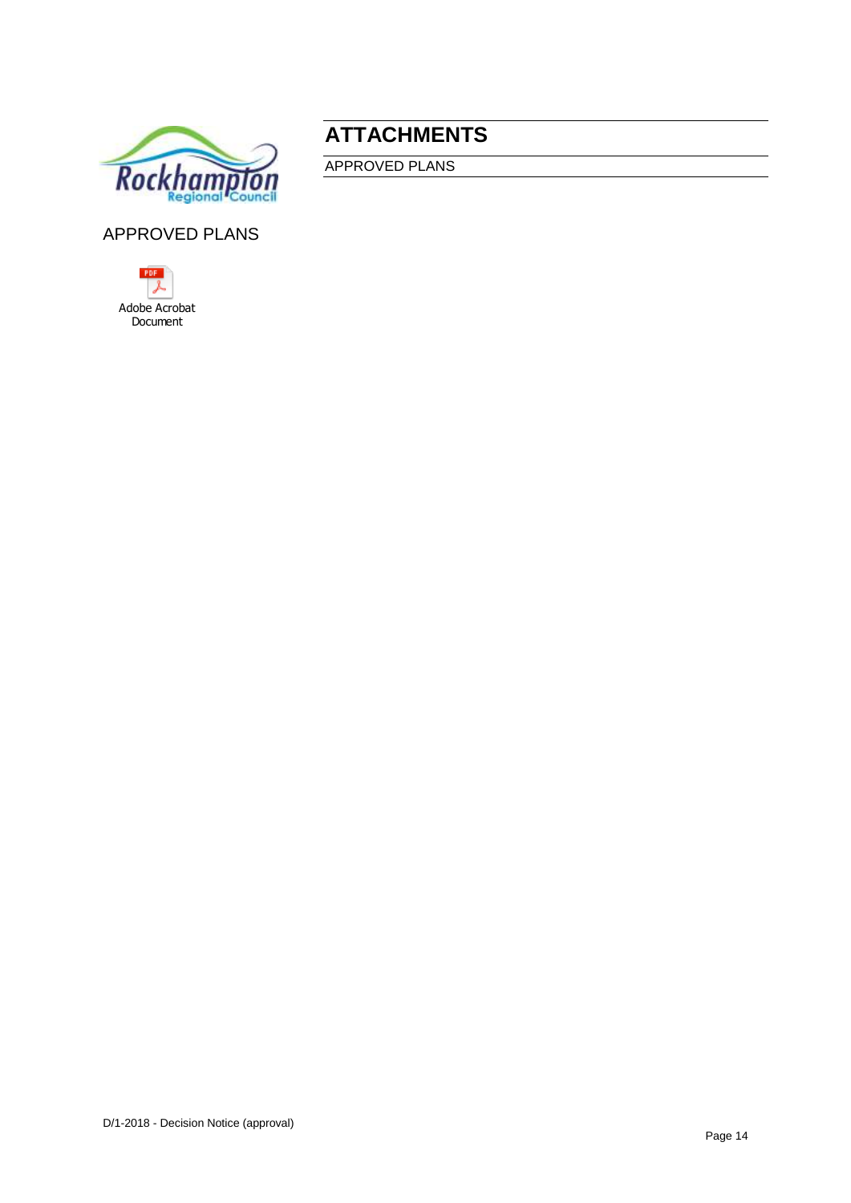# ATTACHMENTS

APPROVED PLANS

APPROVED PLANS

Adobe Acrobat Document

D/1-2018 - Decision Notice (approval)